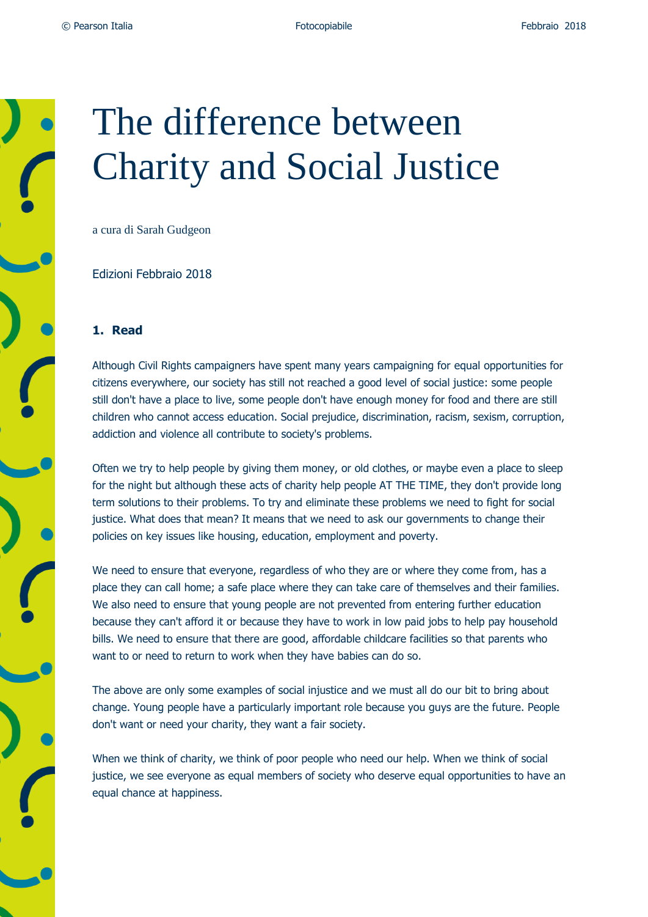# The difference between Charity and Social Justice

a cura di Sarah Gudgeon

Edizioni Febbraio 2018

### 1. Read

Although Civil Rights campaigners have spent many years campaigning for equal opportunities for citizens everywhere, our society has still not reached a good level of social justice: some people still don't have a place to live, some people don't have enough money for food and there are still children who cannot access education. Social prejudice, discrimination, racism, sexism, corruption, addiction and violence all contribute to society's problems.

Often we try to help people by giving them money, or old clothes, or maybe even a place to sleep for the night but although these acts of charity help people AT THE TIME, they don't provide long term solutions to their problems. To try and eliminate these problems we need to fight for social justice. What does that mean? It means that we need to ask our governments to change their policies on key issues like housing, education, employment and poverty.

We need to ensure that everyone, regardless of who they are or where they come from, has a place they can call home; a safe place where they can take care of themselves and their families. We also need to ensure that young people are not prevented from entering further education because they can't afford it or because they have to work in low paid jobs to help pay household bills. We need to ensure that there are good, affordable childcare facilities so that parents who want to or need to return to work when they have babies can do so.

The above are only some examples of social injustice and we must all do our bit to bring about change. Young people have a particularly important role because you guys are the future. People don't want or need your charity, they want a fair society.

When we think of charity, we think of poor people who need our help. When we think of social justice, we see everyone as equal members of society who deserve equal opportunities to have an equal chance at happiness.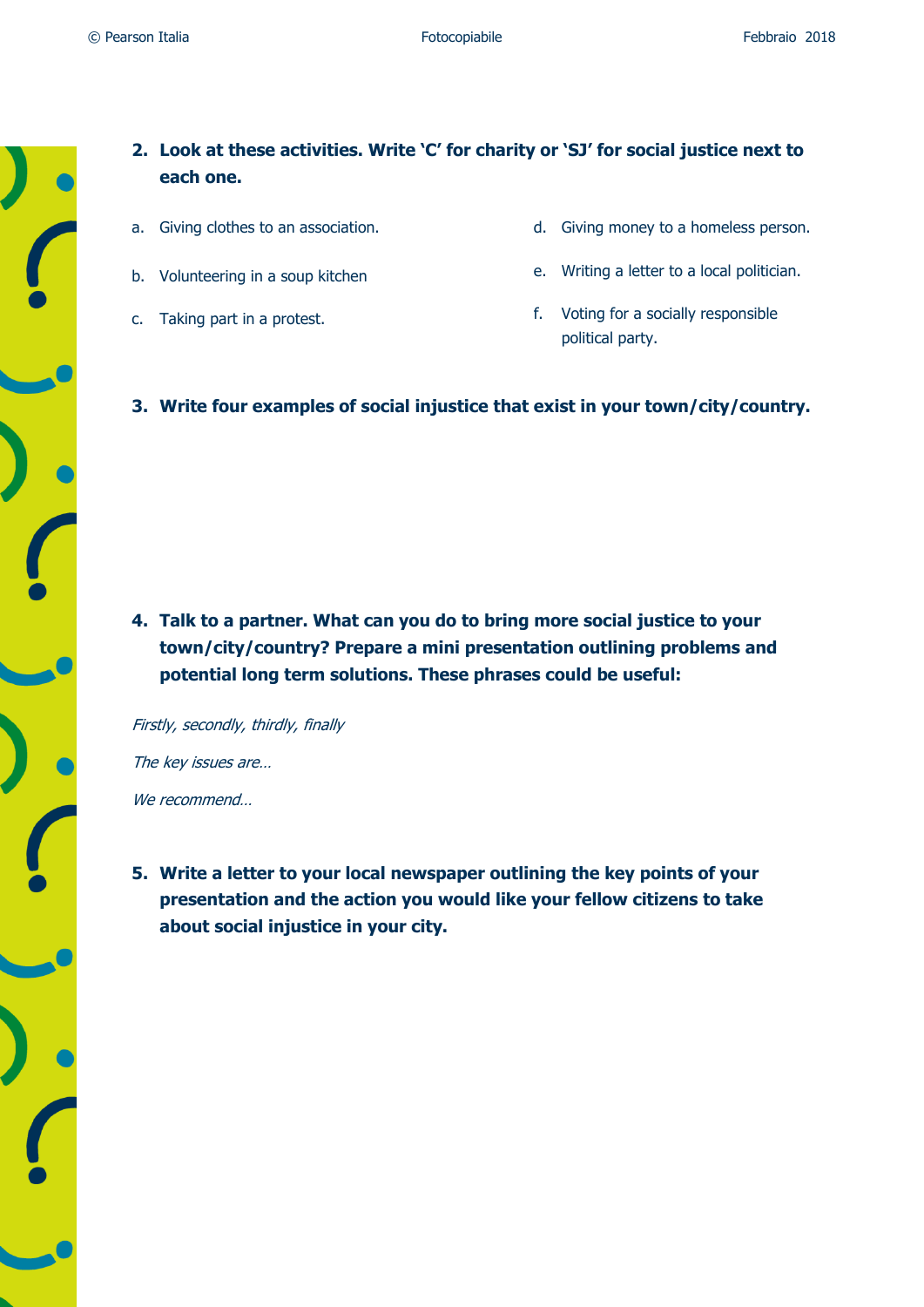**2. Look at these activities. Write 'C' for charity or 'SJ' for social justice next to each one.**

a. Giving clothes to an association.

b. Volunteering in a soup kitchen

c. Taking part in a protest.

d. Giving money to a homeless person.

e. Writing a letter to a local politician.

f. Voting for a socially responsible political party.

**3. Write four examples of social injustice that exist in your town/city/country.**

**4. Talk to a partner. What can you do to bring more social justice to your town/city/country? Prepare a mini presentation outlining problems and potential long term solutions. These phrases could be useful:**

*Firstly, secondly, thirdly, finally*

*The key issues are…*

*We recommend…*

**5. Write a letter to your local newspaper outlining the key points of your presentation and the action you would like your fellow citizens to take about social injustice in your city.**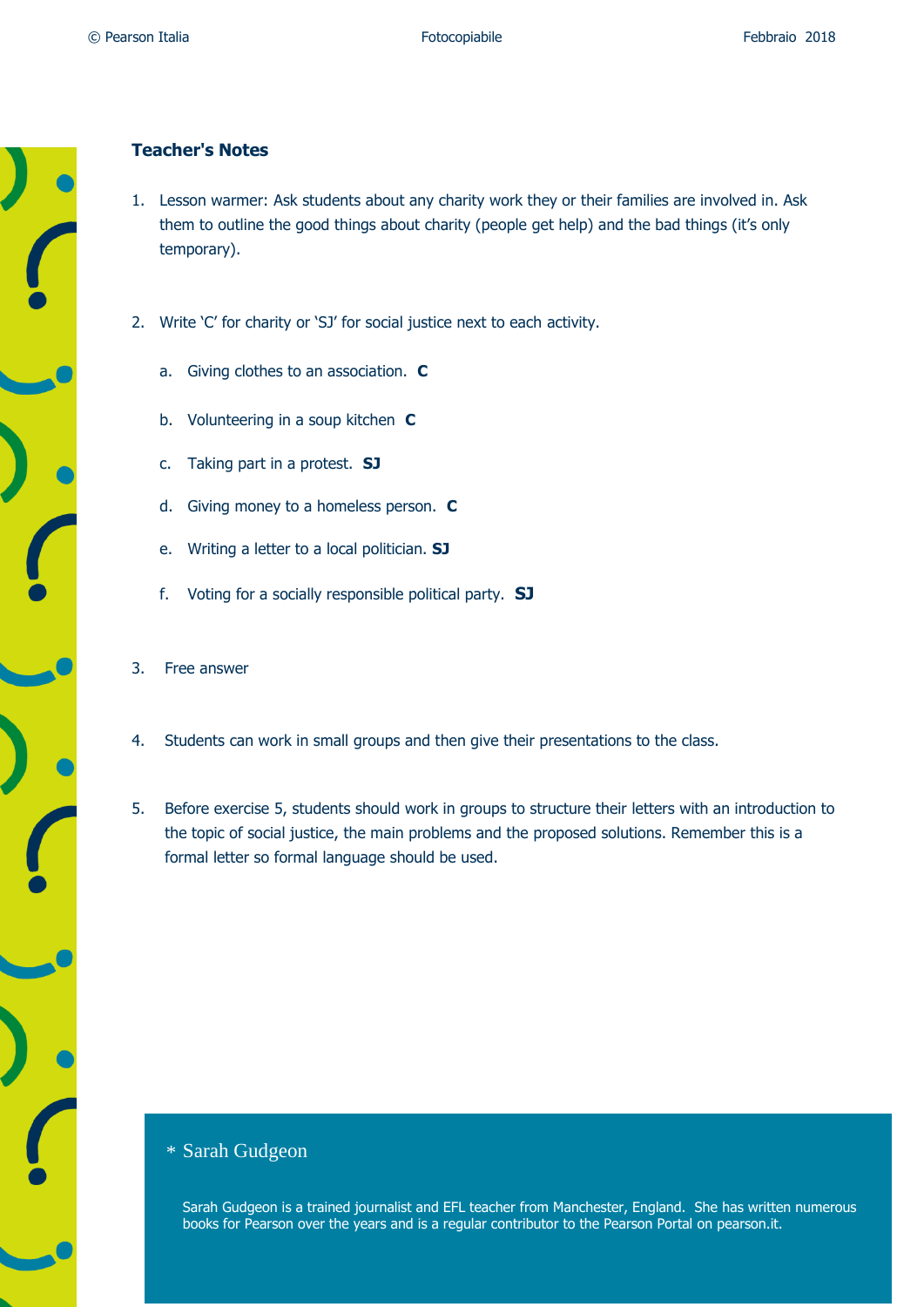**Teacher's Notes**

1. Lesson warmer: Ask students about any charity work they or their families are involved in. Ask them to outline the good things about charity (people get help) and the bad things (it's only temporary).

2. Write 'C' for charity or 'SJ' for social justice next to each activity.

   a. Giving clothes to an association. **C**

   b. Volunteering in a soup kitchen **C**

   c. Taking part in a protest. **SJ**

   d. Giving money to a homeless person. **C**

   e. Writing a letter to a local politician. **SJ**

   f. Voting for a socially responsible political party. **SJ**

3. Free answer

4. Students can work in small groups and then give their presentations to the class.

5. Before exercise 5, students should work in groups to structure their letters with an introduction to the topic of social justice, the main problems and the proposed solutions. Remember this is a formal letter so formal language should be used.

\* Sarah Gudgeon

Sarah Gudgeon is a trained journalist and EFL teacher from Manchester, England. She has written numerous books for Pearson over the years and is a regular contributor to the Pearson Portal on pearson.it.